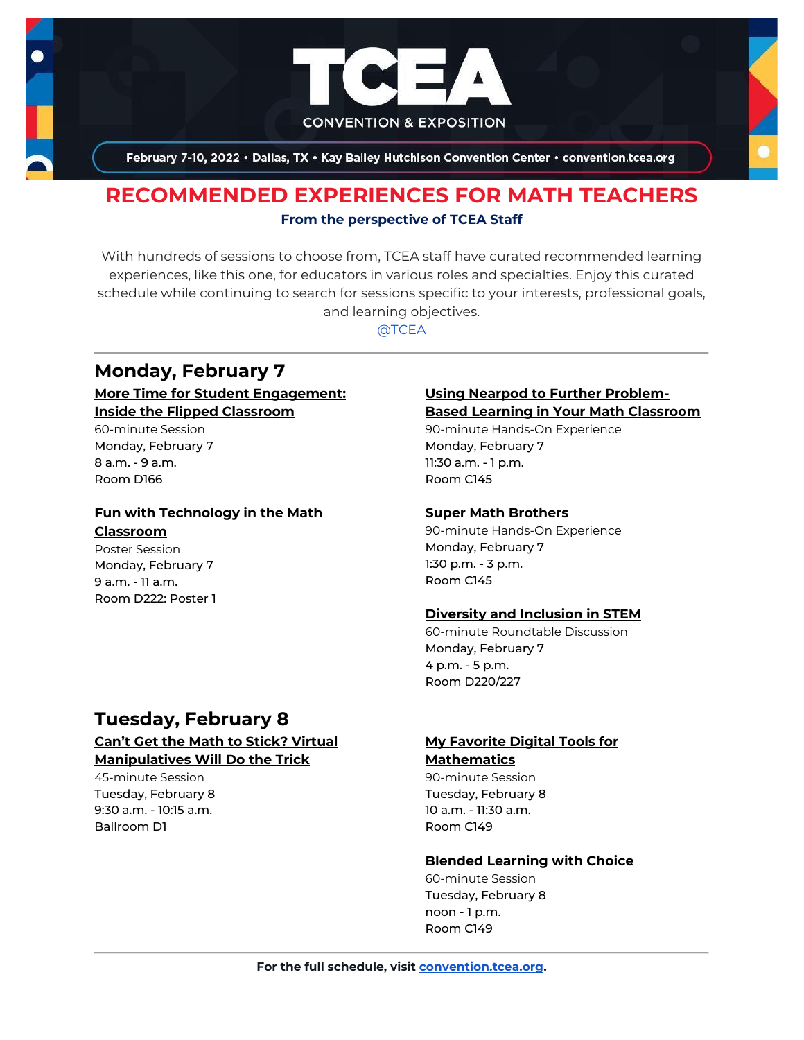# TCEA

CONVENTION & EXPOSITION

February 7-10, 2022 • Dallas, TX • Kay Bailey Hutchison Convention Center • convention.tcea.org

## RECOMMENDED EXPERIENCES FOR MATH TEACHERS

**From the perspective of TCEA Staff**

With hundreds of sessions to choose from, TCEA staff have curated recommended learning experiences, like this one, for educators in various roles and specialties. Enjoy this curated schedule while continuing to search for sessions specific to your interests, professional goals, and learning objectives.

@TCEA

---

## Monday, February 7

**More Time for Student Engagement: Inside the Flipped Classroom**
60-minute Session
Monday, February 7
8 a.m. - 9 a.m.
Room D166

**Fun with Technology in the Math Classroom**
Poster Session
Monday, February 7
9 a.m. - 11 a.m.
Room D222: Poster 1

**Using Nearpod to Further Problem-Based Learning in Your Math Classroom**
90-minute Hands-On Experience
Monday, February 7
11:30 a.m. - 1 p.m.
Room C145

**Super Math Brothers**
90-minute Hands-On Experience
Monday, February 7
1:30 p.m. - 3 p.m.
Room C145

**Diversity and Inclusion in STEM**
60-minute Roundtable Discussion
Monday, February 7
4 p.m. - 5 p.m.
Room D220/227

## Tuesday, February 8

**Can't Get the Math to Stick? Virtual Manipulatives Will Do the Trick**
45-minute Session
Tuesday, February 8
9:30 a.m. - 10:15 a.m.
Ballroom D1

**My Favorite Digital Tools for Mathematics**
90-minute Session
Tuesday, February 8
10 a.m. - 11:30 a.m.
Room C149

**Blended Learning with Choice**
60-minute Session
Tuesday, February 8
noon - 1 p.m.
Room C149

---

**For the full schedule, visit convention.tcea.org.**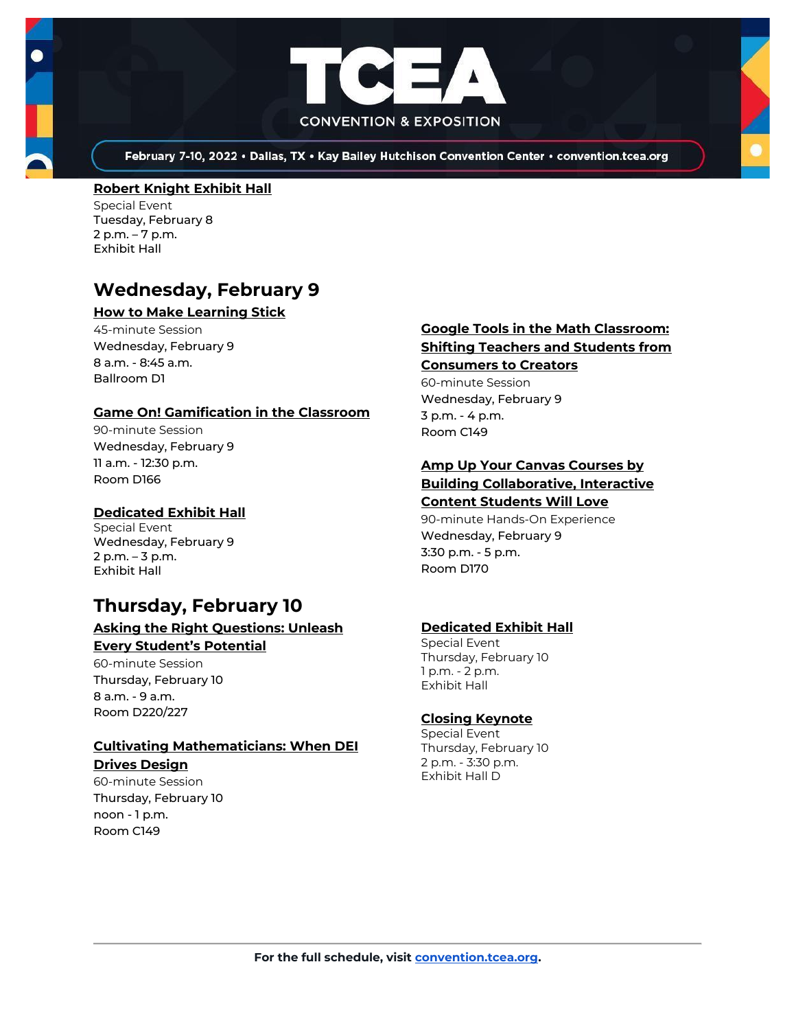**Robert Knight Exhibit Hall**
Special Event
Tuesday, February 8
2 p.m. – 7 p.m.
Exhibit Hall

## Wednesday, February 9

**How to Make Learning Stick**
45-minute Session
Wednesday, February 9
8 a.m. - 8:45 a.m.
Ballroom D1

**Game On! Gamification in the Classroom**
90-minute Session
Wednesday, February 9
11 a.m. - 12:30 p.m.
Room D166

**Dedicated Exhibit Hall**
Special Event
Wednesday, February 9
2 p.m. – 3 p.m.
Exhibit Hall

**Google Tools in the Math Classroom: Shifting Teachers and Students from Consumers to Creators**
60-minute Session
Wednesday, February 9
3 p.m. - 4 p.m.
Room C149

**Amp Up Your Canvas Courses by Building Collaborative, Interactive Content Students Will Love**
90-minute Hands-On Experience
Wednesday, February 9
3:30 p.m. - 5 p.m.
Room D170

## Thursday, February 10

**Asking the Right Questions: Unleash Every Student's Potential**
60-minute Session
Thursday, February 10
8 a.m. - 9 a.m.
Room D220/227

**Cultivating Mathematicians: When DEI Drives Design**
60-minute Session
Thursday, February 10
noon - 1 p.m.
Room C149

**Dedicated Exhibit Hall**
Special Event
Thursday, February 10
1 p.m. - 2 p.m.
Exhibit Hall

**Closing Keynote**
Special Event
Thursday, February 10
2 p.m. - 3:30 p.m.
Exhibit Hall D

**For the full schedule, visit convention.tcea.org.**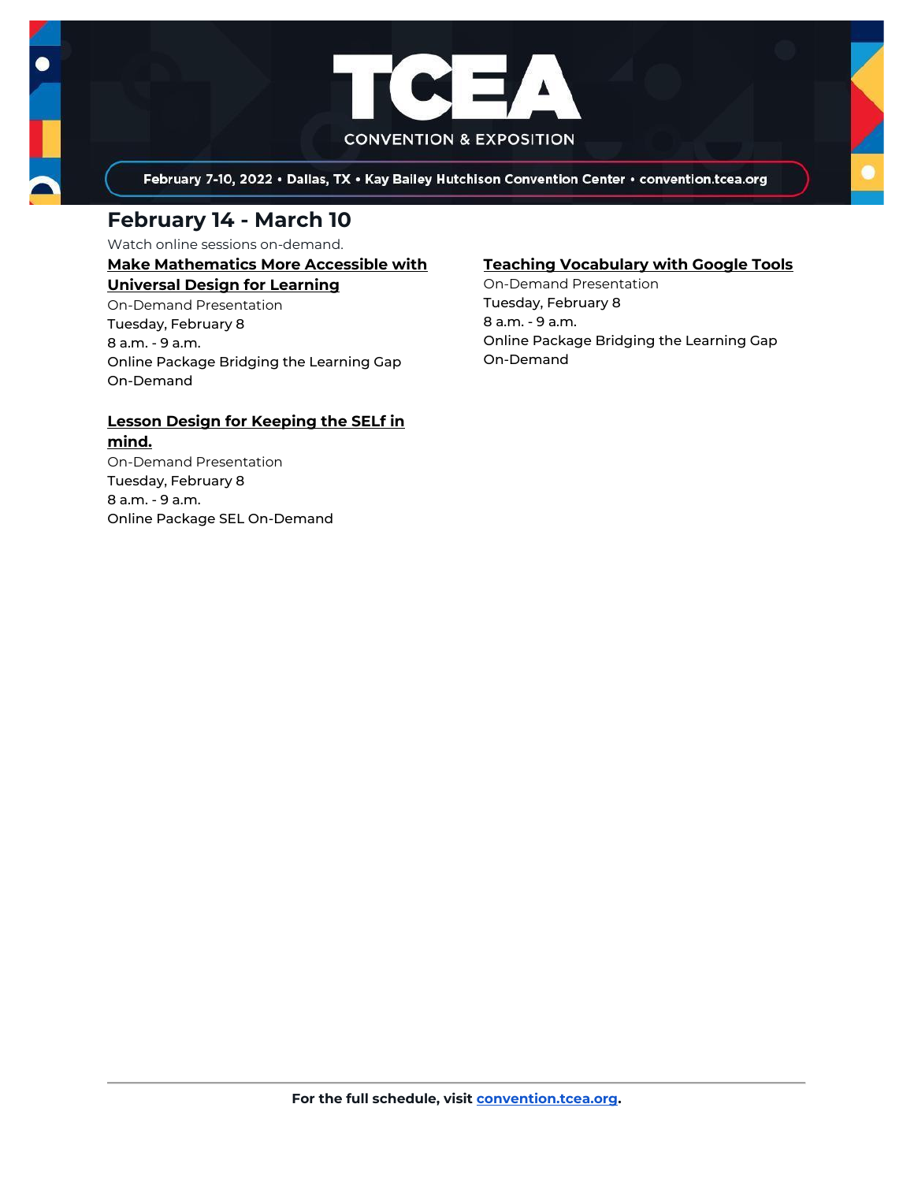TCEA

CONVENTION & EXPOSITION

February 7-10, 2022 • Dallas, TX • Kay Bailey Hutchison Convention Center • convention.tcea.org

## February 14 - March 10

Watch online sessions on-demand.

**Make Mathematics More Accessible with Universal Design for Learning**
On-Demand Presentation
Tuesday, February 8
8 a.m. - 9 a.m.
Online Package Bridging the Learning Gap On-Demand

**Lesson Design for Keeping the SELf in mind.**
On-Demand Presentation
Tuesday, February 8
8 a.m. - 9 a.m.
Online Package SEL On-Demand

**Teaching Vocabulary with Google Tools**
On-Demand Presentation
Tuesday, February 8
8 a.m. - 9 a.m.
Online Package Bridging the Learning Gap On-Demand

---

**For the full schedule, visit convention.tcea.org.**